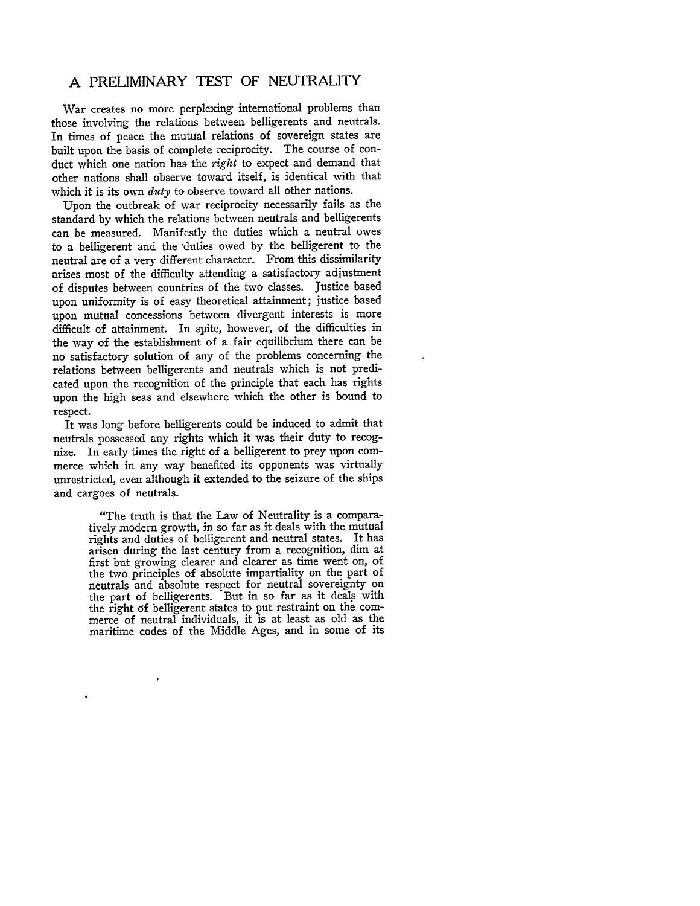# A PRELIMINARY TEST OF NEUTRALITY

War creates no more perplexing international problems than those involving the relations between belligerents and neutrals. In times of peace the mutual relations of sovereign states are built upon the basis of complete reciprocity. The course of conduct which one nation has the *right* to expect and demand that other nations shall observe toward itself, is identical with that which it is its own *duty* to observe toward all other nations.

Upon the outbreak of war reciprocity necessarily fails as the standard by which the relations between neutrals and belligerents can be measured. Manifestly the duties which a neutral owes to a belligerent and the duties owed by the belligerent to the neutral are of a very different character. From this dissimilarity arises most of the difficulty attending a satisfactory adjustment of disputes between countries of the two classes. Justice based upon uniformity is of easy theoretical attainment; justice based upon mutual concessions between divergent interests is more difficult of attainment. In spite, however, of the difficulties in the way of the establishment of a fair equilibrium there can be no satisfactory solution of any of the problems concerning the relations between belligerents and neutrals which is not predicated upon the recognition of the principle that each has rights upon the high seas and elsewhere which the other is bound to respect.

It was long before belligerents could be induced to admit that neutrals possessed any rights which it was their duty to recognize. In early times the right of a belligerent to prey upon commerce which in any way benefited its opponents was virtually unrestricted, even although it extended to the seizure of the ships and cargoes of neutrals.

> "The truth is that the Law of Neutrality is a comparatively modern growth, in so far as it deals with the mutual rights and duties of belligerent and neutral states. It has arisen during the last century from a recognition, dim at first but growing clearer and clearer as time went on, of the two principles of absolute impartiality on the part of neutrals and absolute respect for neutral sovereignty on the part of belligerents. But in so far as it deals with the right of belligerent states to put restraint on the commerce of neutral individuals, it is at least as old as the maritime codes of the Middle Ages, and in some of its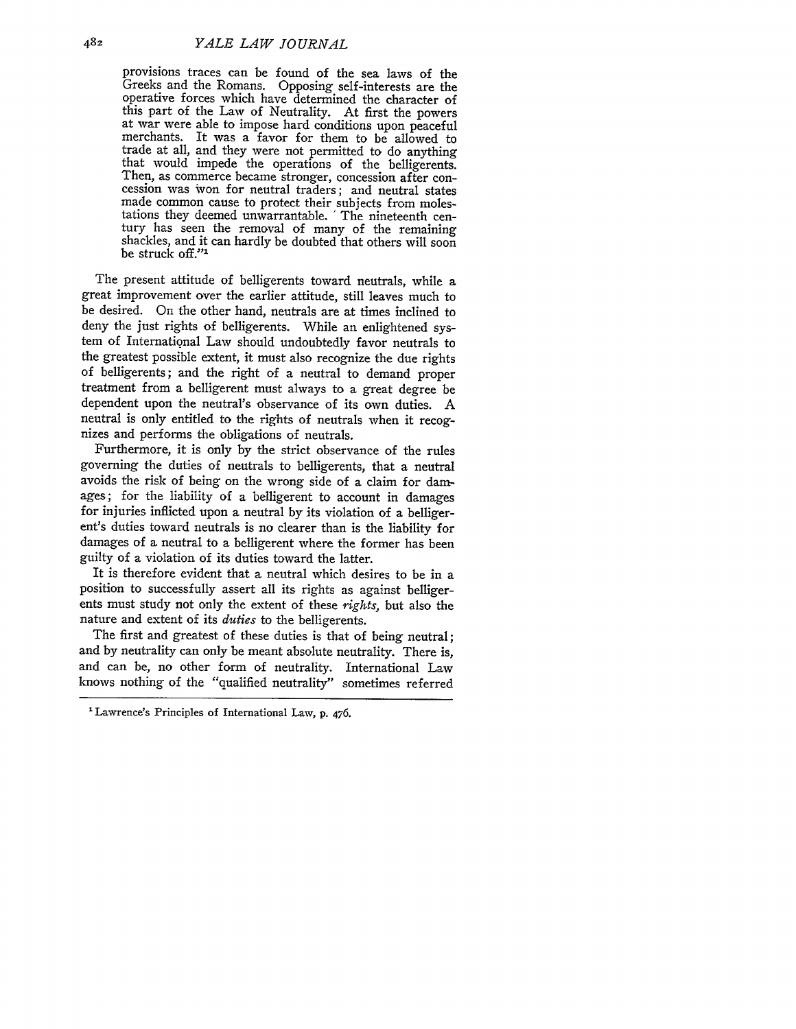provisions traces can be found of the sea laws of the Greeks and the Romans. Opposing self-interests are the operative forces which have determined the character of this part of the Law of Neutrality. At first the powers at war were able to impose hard conditions upon peaceful merchants. It was a favor for them to be allowed to trade at all, and they were not permitted to do anything that would impede the operations of the belligerents. Then, as commerce became stronger, concession after concession was won for neutral traders; and neutral states made common cause to protect their subjects from molestations they deemed unwarrantable. The nineteenth century has seen the removal of many of the remaining shackles, and it can hardly be doubted that others will soon be struck off."[1]

The present attitude of belligerents toward neutrals, while a great improvement over the earlier attitude, still leaves much to be desired. On the other hand, neutrals are at times inclined to deny the just rights of belligerents. While an enlightened system of International Law should undoubtedly favor neutrals to the greatest possible extent, it must also recognize the due rights of belligerents; and the right of a neutral to demand proper treatment from a belligerent must always to a great degree be dependent upon the neutral's observance of its own duties. A neutral is only entitled to the rights of neutrals when it recognizes and performs the obligations of neutrals.

Furthermore, it is only by the strict observance of the rules governing the duties of neutrals to belligerents, that a neutral avoids the risk of being on the wrong side of a claim for damages; for the liability of a belligerent to account in damages for injuries inflicted upon a neutral by its violation of a belligerent's duties toward neutrals is no clearer than is the liability for damages of a neutral to a belligerent where the former has been guilty of a violation of its duties toward the latter.

It is therefore evident that a neutral which desires to be in a position to successfully assert all its rights as against belligerents must study not only the extent of these *rights*, but also the nature and extent of its *duties* to the belligerents.

The first and greatest of these duties is that of being neutral; and by neutrality can only be meant absolute neutrality. There is, and can be, no other form of neutrality. International Law knows nothing of the "qualified neutrality" sometimes referred

[1] Lawrence's Principles of International Law, p. 476.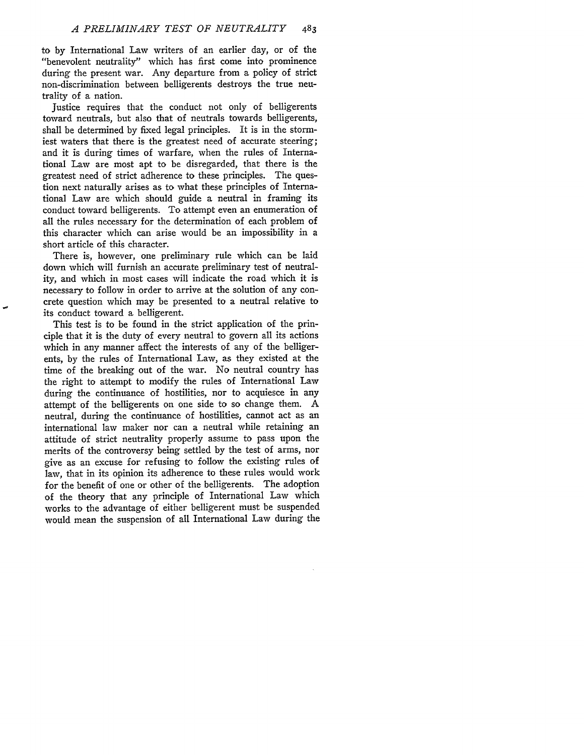to by International Law writers of an earlier day, or of the "benevolent neutrality" which has first come into prominence during the present war. Any departure from a policy of strict non-discrimination between belligerents destroys the true neutrality of a nation.

Justice requires that the conduct not only of belligerents toward neutrals, but also that of neutrals towards belligerents, shall be determined by fixed legal principles. It is in the stormiest waters that there is the greatest need of accurate steering; and it is during times of warfare, when the rules of International Law are most apt to be disregarded, that there is the greatest need of strict adherence to these principles. The question next naturally arises as to what these principles of International Law are which should guide a neutral in framing its conduct toward belligerents. To attempt even an enumeration of all the rules necessary for the determination of each problem of this character which can arise would be an impossibility in a short article of this character.

There is, however, one preliminary rule which can be laid down which will furnish an accurate preliminary test of neutrality, and which in most cases will indicate the road which it is necessary to follow in order to arrive at the solution of any concrete question which may be presented to a neutral relative to its conduct toward a belligerent.

This test is to be found in the strict application of the principle that it is the duty of every neutral to govern all its actions which in any manner affect the interests of any of the belligerents, by the rules of International Law, as they existed at the time of the breaking out of the war. No neutral country has the right to attempt to modify the rules of International Law during the continuance of hostilities, nor to acquiesce in any attempt of the belligerents on one side to so change them. A neutral, during the continuance of hostilities, cannot act as an international law maker nor can a neutral while retaining an attitude of strict neutrality properly assume to pass upon the merits of the controversy being settled by the test of arms, nor give as an excuse for refusing to follow the existing rules of law, that in its opinion its adherence to these rules would work for the benefit of one or other of the belligerents. The adoption of the theory that any principle of International Law which works to the advantage of either belligerent must be suspended would mean the suspension of all International Law during the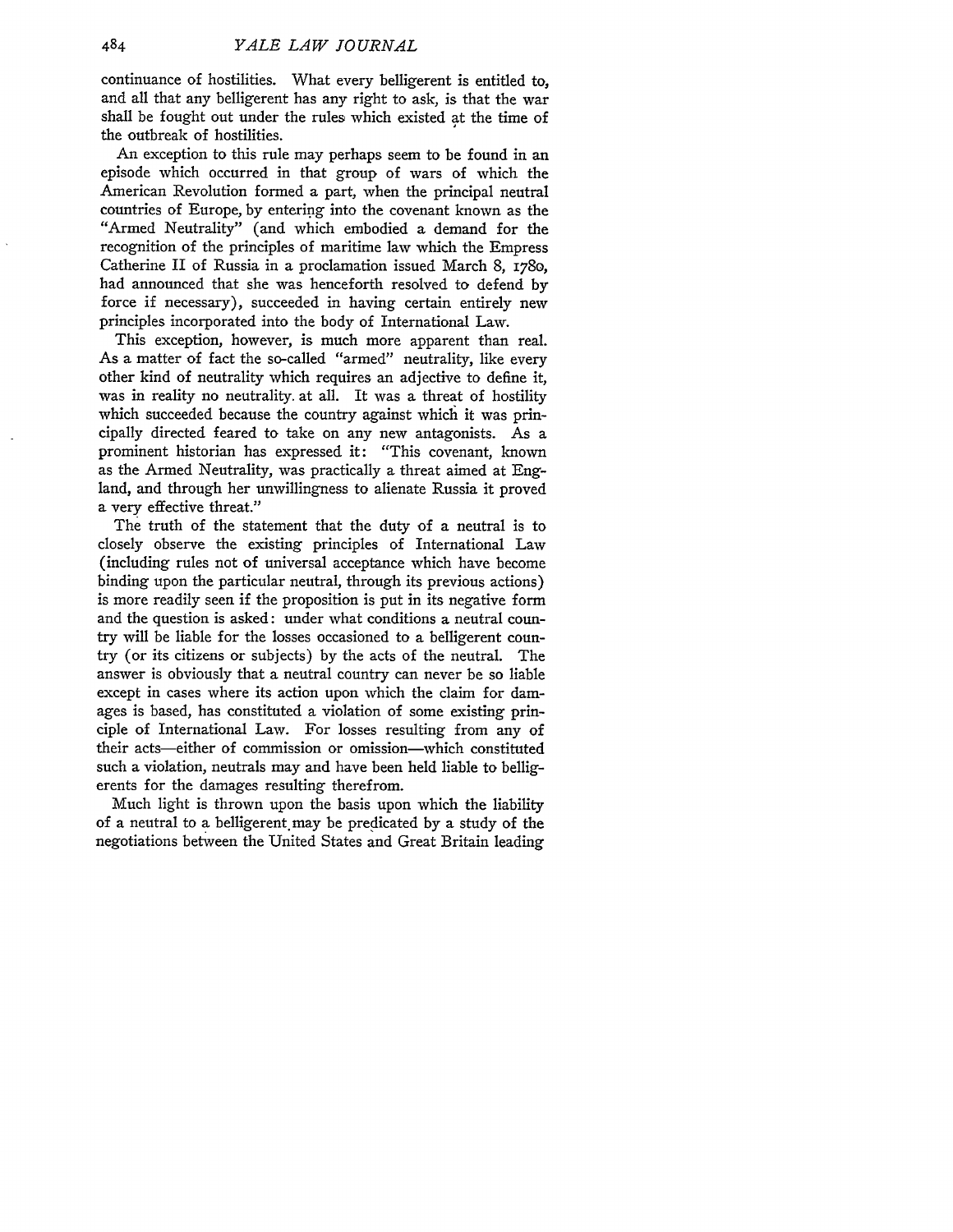continuance of hostilities. What every belligerent is entitled to, and all that any belligerent has any right to ask, is that the war shall be fought out under the rules which existed at the time of the outbreak of hostilities.

An exception to this rule may perhaps seem to be found in an episode which occurred in that group of wars of which the American Revolution formed a part, when the principal neutral countries of Europe, by entering into the covenant known as the "Armed Neutrality" (and which embodied a demand for the recognition of the principles of maritime law which the Empress Catherine II of Russia in a proclamation issued March 8, 1780, had announced that she was henceforth resolved to defend by force if necessary), succeeded in having certain entirely new principles incorporated into the body of International Law.

This exception, however, is much more apparent than real. As a matter of fact the so-called "armed" neutrality, like every other kind of neutrality which requires an adjective to define it, was in reality no neutrality at all. It was a threat of hostility which succeeded because the country against which it was principally directed feared to take on any new antagonists. As a prominent historian has expressed it: "This covenant, known as the Armed Neutrality, was practically a threat aimed at England, and through her unwillingness to alienate Russia it proved a very effective threat."

The truth of the statement that the duty of a neutral is to closely observe the existing principles of International Law (including rules not of universal acceptance which have become binding upon the particular neutral, through its previous actions) is more readily seen if the proposition is put in its negative form and the question is asked: under what conditions a neutral country will be liable for the losses occasioned to a belligerent country (or its citizens or subjects) by the acts of the neutral. The answer is obviously that a neutral country can never be so liable except in cases where its action upon which the claim for damages is based, has constituted a violation of some existing principle of International Law. For losses resulting from any of their acts—either of commission or omission—which constituted such a violation, neutrals may and have been held liable to belligerents for the damages resulting therefrom.

Much light is thrown upon the basis upon which the liability of a neutral to a belligerent may be predicated by a study of the negotiations between the United States and Great Britain leading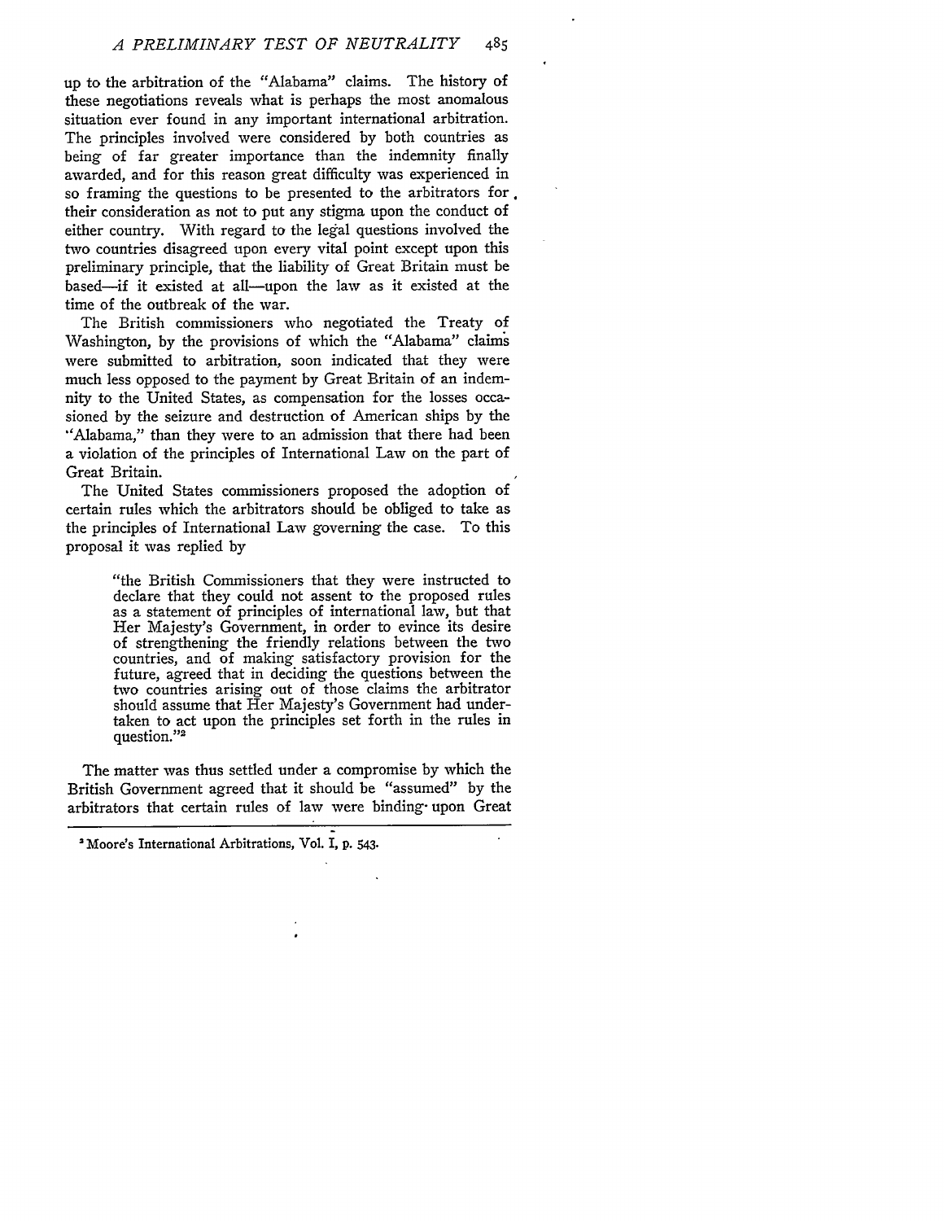up to the arbitration of the "Alabama" claims. The history of these negotiations reveals what is perhaps the most anomalous situation ever found in any important international arbitration. The principles involved were considered by both countries as being of far greater importance than the indemnity finally awarded, and for this reason great difficulty was experienced in so framing the questions to be presented to the arbitrators for their consideration as not to put any stigma upon the conduct of either country. With regard to the legal questions involved the two countries disagreed upon every vital point except upon this preliminary principle, that the liability of Great Britain must be based—if it existed at all—upon the law as it existed at the time of the outbreak of the war.

The British commissioners who negotiated the Treaty of Washington, by the provisions of which the "Alabama" claims were submitted to arbitration, soon indicated that they were much less opposed to the payment by Great Britain of an indemnity to the United States, as compensation for the losses occasioned by the seizure and destruction of American ships by the "Alabama," than they were to an admission that there had been a violation of the principles of International Law on the part of Great Britain.

The United States commissioners proposed the adoption of certain rules which the arbitrators should be obliged to take as the principles of International Law governing the case. To this proposal it was replied by

> "the British Commissioners that they were instructed to declare that they could not assent to the proposed rules as a statement of principles of international law, but that Her Majesty's Government, in order to evince its desire of strengthening the friendly relations between the two countries, and of making satisfactory provision for the future, agreed that in deciding the questions between the two countries arising out of those claims the arbitrator should assume that Her Majesty's Government had undertaken to act upon the principles set forth in the rules in question."[2]

The matter was thus settled under a compromise by which the British Government agreed that it should be "assumed" by the arbitrators that certain rules of law were binding upon Great

---

[2] Moore's International Arbitrations, Vol. I, p. 543.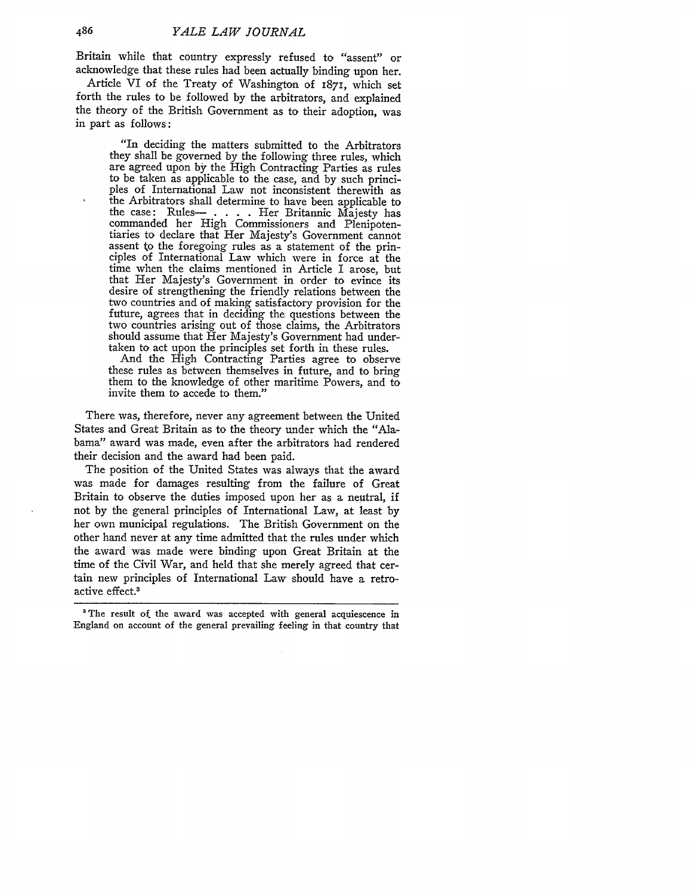Britain while that country expressly refused to "assent" or acknowledge that these rules had been actually binding upon her.

Article VI of the Treaty of Washington of 1871, which set forth the rules to be followed by the arbitrators, and explained the theory of the British Government as to their adoption, was in part as follows:

> "In deciding the matters submitted to the Arbitrators they shall be governed by the following three rules, which are agreed upon by the High Contracting Parties as rules to be taken as applicable to the case, and by such principles of International Law not inconsistent therewith as the Arbitrators shall determine to have been applicable to the case: Rules— . . . . Her Britannic Majesty has commanded her High Commissioners and Plenipotentiaries to declare that Her Majesty's Government cannot assent to the foregoing rules as a statement of the principles of International Law which were in force at the time when the claims mentioned in Article I arose, but that Her Majesty's Government in order to evince its desire of strengthening the friendly relations between the two countries and of making satisfactory provision for the future, agrees that in deciding the questions between the two countries arising out of those claims, the Arbitrators should assume that Her Majesty's Government had undertaken to act upon the principles set forth in these rules.
>
> And the High Contracting Parties agree to observe these rules as between themselves in future, and to bring them to the knowledge of other maritime Powers, and to invite them to accede to them."

There was, therefore, never any agreement between the United States and Great Britain as to the theory under which the "Alabama" award was made, even after the arbitrators had rendered their decision and the award had been paid.

The position of the United States was always that the award was made for damages resulting from the failure of Great Britain to observe the duties imposed upon her as a neutral, if not by the general principles of International Law, at least by her own municipal regulations. The British Government on the other hand never at any time admitted that the rules under which the award was made were binding upon Great Britain at the time of the Civil War, and held that she merely agreed that certain new principles of International Law should have a retroactive effect.[3]

---

[3] The result of the award was accepted with general acquiescence in England on account of the general prevailing feeling in that country that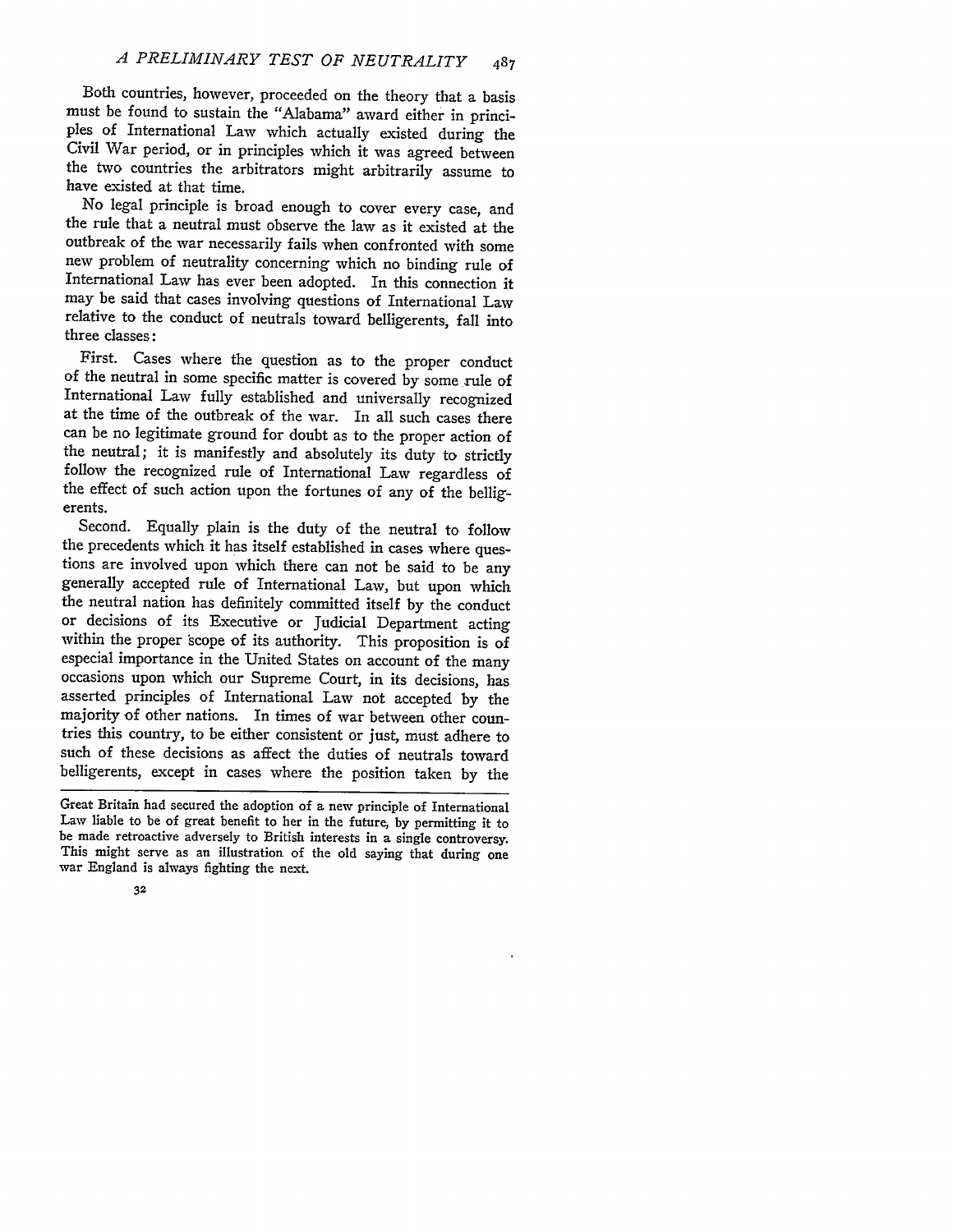Both countries, however, proceeded on the theory that a basis must be found to sustain the "Alabama" award either in principles of International Law which actually existed during the Civil War period, or in principles which it was agreed between the two countries the arbitrators might arbitrarily assume to have existed at that time.

No legal principle is broad enough to cover every case, and the rule that a neutral must observe the law as it existed at the outbreak of the war necessarily fails when confronted with some new problem of neutrality concerning which no binding rule of International Law has ever been adopted. In this connection it may be said that cases involving questions of International Law relative to the conduct of neutrals toward belligerents, fall into three classes:

First. Cases where the question as to the proper conduct of the neutral in some specific matter is covered by some rule of International Law fully established and universally recognized at the time of the outbreak of the war. In all such cases there can be no legitimate ground for doubt as to the proper action of the neutral; it is manifestly and absolutely its duty to strictly follow the recognized rule of International Law regardless of the effect of such action upon the fortunes of any of the belligerents.

Second. Equally plain is the duty of the neutral to follow the precedents which it has itself established in cases where questions are involved upon which there can not be said to be any generally accepted rule of International Law, but upon which the neutral nation has definitely committed itself by the conduct or decisions of its Executive or Judicial Department acting within the proper scope of its authority. This proposition is of especial importance in the United States on account of the many occasions upon which our Supreme Court, in its decisions, has asserted principles of International Law not accepted by the majority of other nations. In times of war between other countries this country, to be either consistent or just, must adhere to such of these decisions as affect the duties of neutrals toward belligerents, except in cases where the position taken by the

---

Great Britain had secured the adoption of a new principle of International Law liable to be of great benefit to her in the future, by permitting it to be made retroactive adversely to British interests in a single controversy. This might serve as an illustration of the old saying that during one war England is always fighting the next.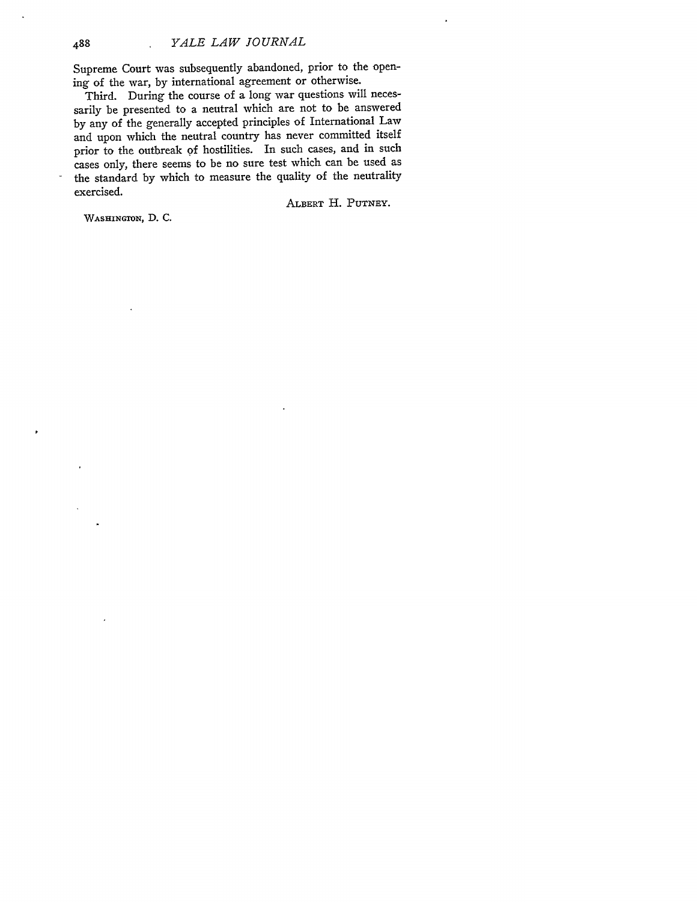Supreme Court was subsequently abandoned, prior to the opening of the war, by international agreement or otherwise.

Third. During the course of a long war questions will necessarily be presented to a neutral which are not to be answered by any of the generally accepted principles of International Law and upon which the neutral country has never committed itself prior to the outbreak of hostilities. In such cases, and in such cases only, there seems to be no sure test which can be used as the standard by which to measure the quality of the neutrality exercised.

ALBERT H. PUTNEY.

WASHINGTON, D. C.